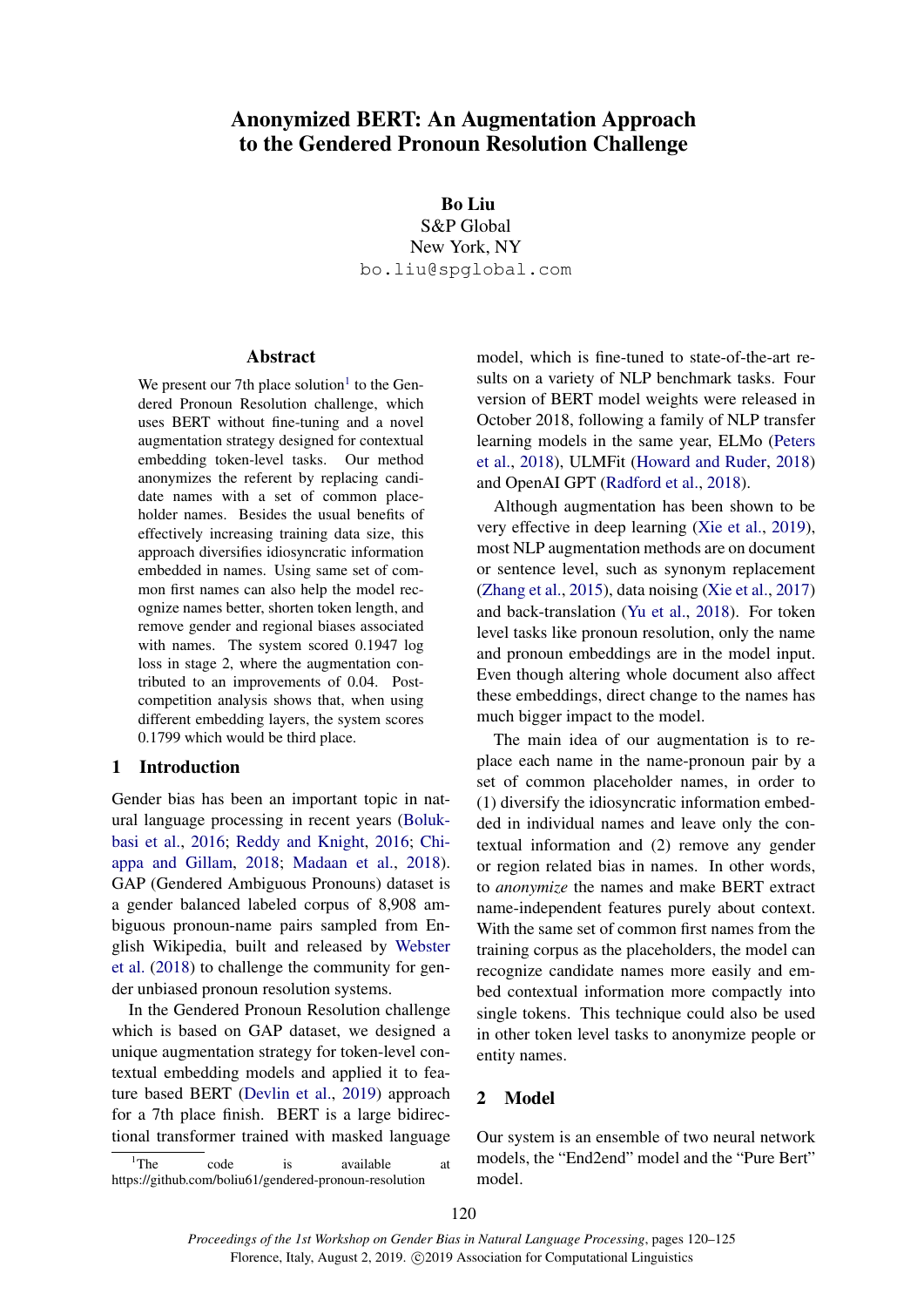# Anonymized BERT: An Augmentation Approach to the Gendered Pronoun Resolution Challenge

**Bo Liu**
S&P Global
New York, NY
bo.liu@spglobal.com

## Abstract

We present our 7th place solution[1] to the Gendered Pronoun Resolution challenge, which uses BERT without fine-tuning and a novel augmentation strategy designed for contextual embedding token-level tasks. Our method anonymizes the referent by replacing candidate names with a set of common placeholder names. Besides the usual benefits of effectively increasing training data size, this approach diversifies idiosyncratic information embedded in names. Using same set of common first names can also help the model recognize names better, shorten token length, and remove gender and regional biases associated with names. The system scored 0.1947 log loss in stage 2, where the augmentation contributed to an improvements of 0.04. Post-competition analysis shows that, when using different embedding layers, the system scores 0.1799 which would be third place.

## 1 Introduction

Gender bias has been an important topic in natural language processing in recent years (Bolukbasi et al., 2016; Reddy and Knight, 2016; Chiappa and Gillam, 2018; Madaan et al., 2018). GAP (Gendered Ambiguous Pronouns) dataset is a gender balanced labeled corpus of 8,908 ambiguous pronoun-name pairs sampled from English Wikipedia, built and released by Webster et al. (2018) to challenge the community for gender unbiased pronoun resolution systems.

In the Gendered Pronoun Resolution challenge which is based on GAP dataset, we designed a unique augmentation strategy for token-level contextual embedding models and applied it to feature based BERT (Devlin et al., 2019) approach for a 7th place finish. BERT is a large bidirectional transformer trained with masked language model, which is fine-tuned to state-of-the-art results on a variety of NLP benchmark tasks. Four version of BERT model weights were released in October 2018, following a family of NLP transfer learning models in the same year, ELMo (Peters et al., 2018), ULMFit (Howard and Ruder, 2018) and OpenAI GPT (Radford et al., 2018).

Although augmentation has been shown to be very effective in deep learning (Xie et al., 2019), most NLP augmentation methods are on document or sentence level, such as synonym replacement (Zhang et al., 2015), data noising (Xie et al., 2017) and back-translation (Yu et al., 2018). For token level tasks like pronoun resolution, only the name and pronoun embeddings are in the model input. Even though altering whole document also affect these embeddings, direct change to the names has much bigger impact to the model.

The main idea of our augmentation is to replace each name in the name-pronoun pair by a set of common placeholder names, in order to (1) diversify the idiosyncratic information embedded in individual names and leave only the contextual information and (2) remove any gender or region related bias in names. In other words, to *anonymize* the names and make BERT extract name-independent features purely about context. With the same set of common first names from the training corpus as the placeholders, the model can recognize candidate names more easily and embed contextual information more compactly into single tokens. This technique could also be used in other token level tasks to anonymize people or entity names.

## 2 Model

Our system is an ensemble of two neural network models, the "End2end" model and the "Pure Bert" model.

[1] The code is available at https://github.com/boliu61/gendered-pronoun-resolution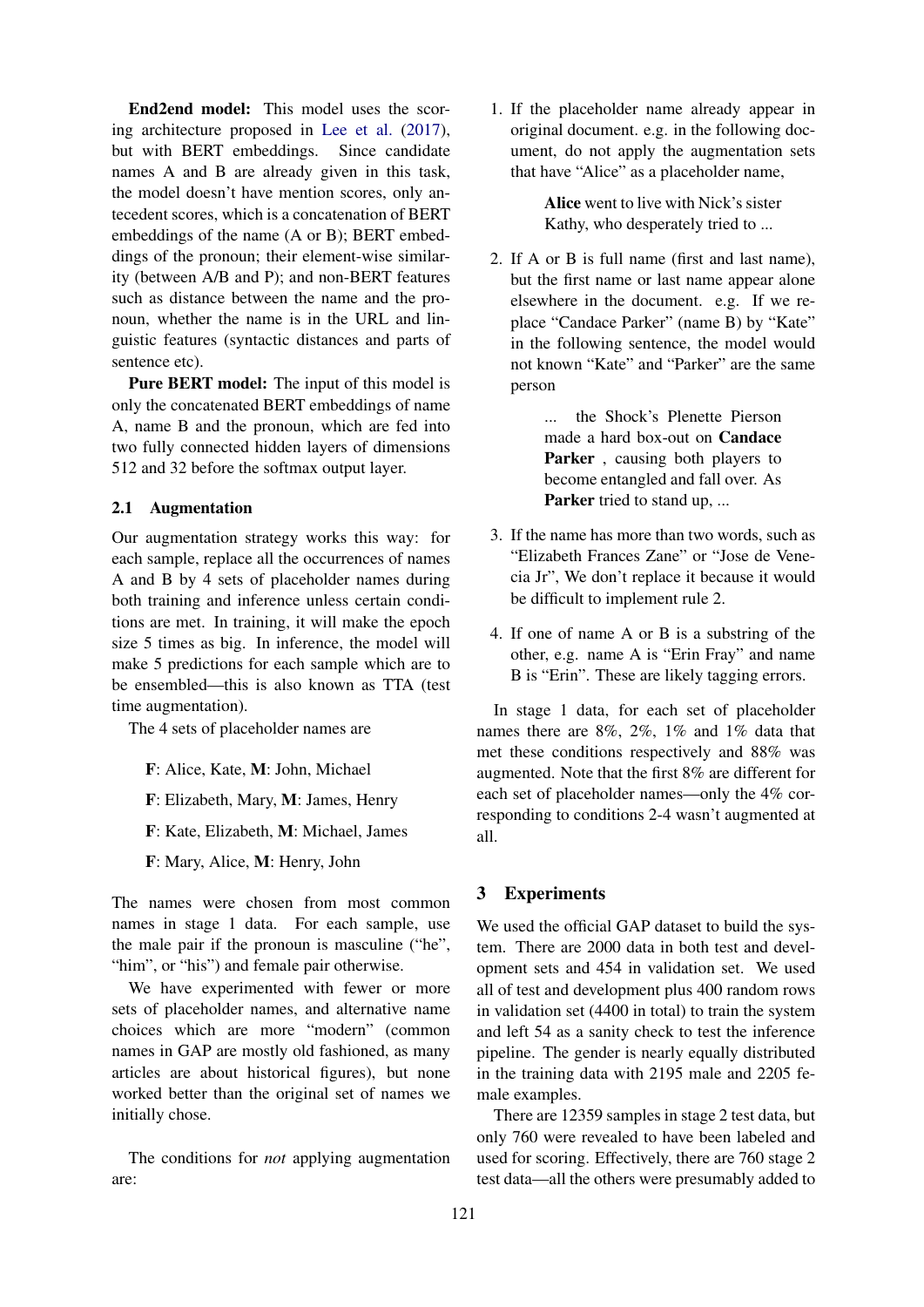**End2end model:** This model uses the scoring architecture proposed in Lee et al. (2017), but with BERT embeddings. Since candidate names A and B are already given in this task, the model doesn't have mention scores, only antecedent scores, which is a concatenation of BERT embeddings of the name (A or B); BERT embeddings of the pronoun; their element-wise similarity (between A/B and P); and non-BERT features such as distance between the name and the pronoun, whether the name is in the URL and linguistic features (syntactic distances and parts of sentence etc).

**Pure BERT model:** The input of this model is only the concatenated BERT embeddings of name A, name B and the pronoun, which are fed into two fully connected hidden layers of dimensions 512 and 32 before the softmax output layer.

### 2.1 Augmentation

Our augmentation strategy works this way: for each sample, replace all the occurrences of names A and B by 4 sets of placeholder names during both training and inference unless certain conditions are met. In training, it will make the epoch size 5 times as big. In inference, the model will make 5 predictions for each sample which are to be ensembled—this is also known as TTA (test time augmentation).

The 4 sets of placeholder names are

**F**: Alice, Kate, **M**: John, Michael

**F**: Elizabeth, Mary, **M**: James, Henry

**F**: Kate, Elizabeth, **M**: Michael, James

**F**: Mary, Alice, **M**: Henry, John

The names were chosen from most common names in stage 1 data. For each sample, use the male pair if the pronoun is masculine ("he", "him", or "his") and female pair otherwise.

We have experimented with fewer or more sets of placeholder names, and alternative name choices which are more "modern" (common names in GAP are mostly old fashioned, as many articles are about historical figures), but none worked better than the original set of names we initially chose.

The conditions for *not* applying augmentation are:

1. If the placeholder name already appear in original document. e.g. in the following document, do not apply the augmentation sets that have "Alice" as a placeholder name,

    > **Alice** went to live with Nick's sister Kathy, who desperately tried to ...

2. If A or B is full name (first and last name), but the first name or last name appear alone elsewhere in the document. e.g. If we replace "Candace Parker" (name B) by "Kate" in the following sentence, the model would not known "Kate" and "Parker" are the same person

    > ... the Shock's Plenette Pierson made a hard box-out on **Candace Parker** , causing both players to become entangled and fall over. As **Parker** tried to stand up, ...

3. If the name has more than two words, such as "Elizabeth Frances Zane" or "Jose de Venecia Jr", We don't replace it because it would be difficult to implement rule 2.

4. If one of name A or B is a substring of the other, e.g. name A is "Erin Fray" and name B is "Erin". These are likely tagging errors.

In stage 1 data, for each set of placeholder names there are 8%, 2%, 1% and 1% data that met these conditions respectively and 88% was augmented. Note that the first 8% are different for each set of placeholder names—only the 4% corresponding to conditions 2-4 wasn't augmented at all.

## 3 Experiments

We used the official GAP dataset to build the system. There are 2000 data in both test and development sets and 454 in validation set. We used all of test and development plus 400 random rows in validation set (4400 in total) to train the system and left 54 as a sanity check to test the inference pipeline. The gender is nearly equally distributed in the training data with 2195 male and 2205 female examples.

There are 12359 samples in stage 2 test data, but only 760 were revealed to have been labeled and used for scoring. Effectively, there are 760 stage 2 test data—all the others were presumably added to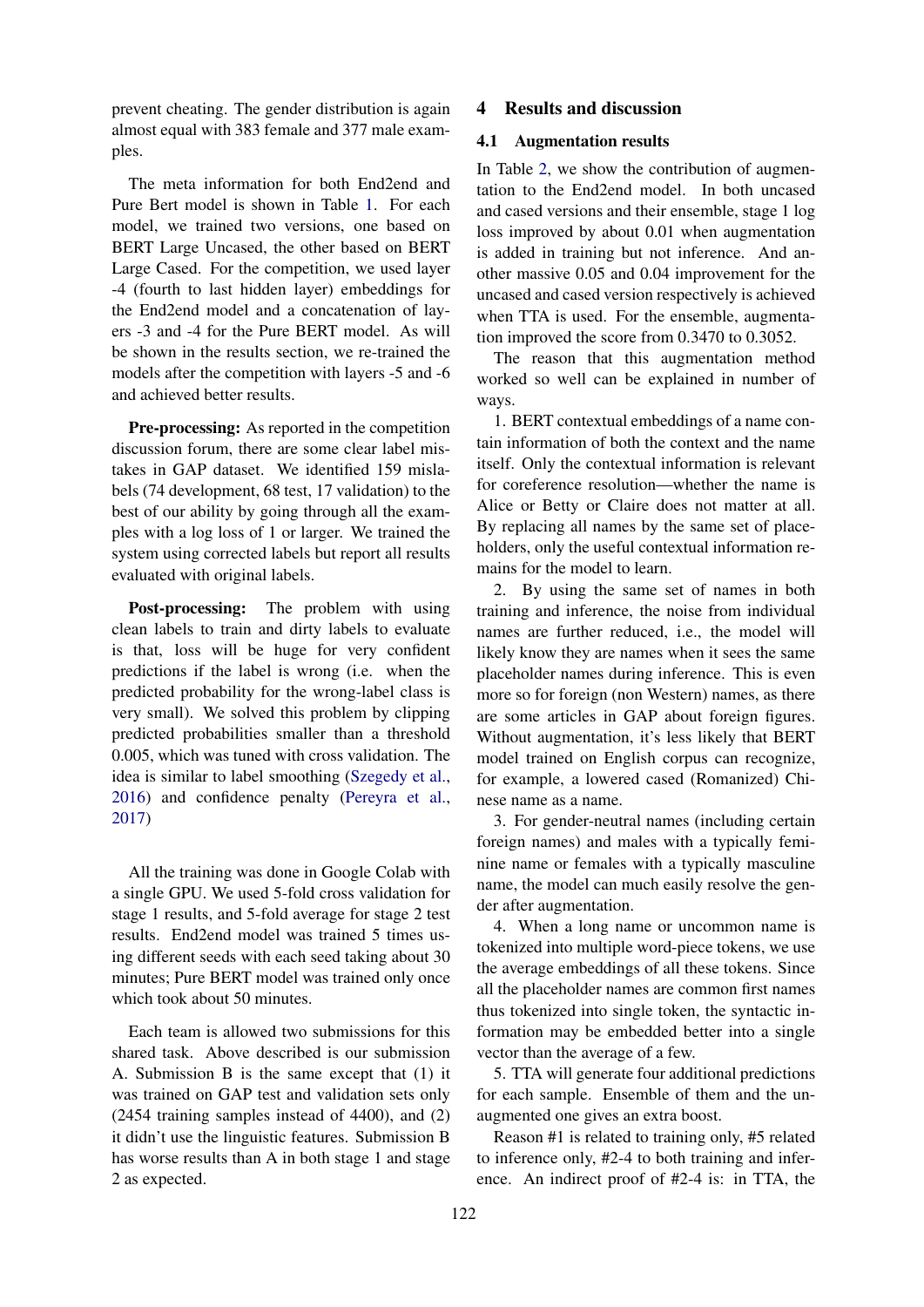prevent cheating. The gender distribution is again almost equal with 383 female and 377 male examples.

The meta information for both End2end and Pure Bert model is shown in Table 1. For each model, we trained two versions, one based on BERT Large Uncased, the other based on BERT Large Cased. For the competition, we used layer -4 (fourth to last hidden layer) embeddings for the End2end model and a concatenation of layers -3 and -4 for the Pure BERT model. As will be shown in the results section, we re-trained the models after the competition with layers -5 and -6 and achieved better results.

**Pre-processing:** As reported in the competition discussion forum, there are some clear label mistakes in GAP dataset. We identified 159 mislabels (74 development, 68 test, 17 validation) to the best of our ability by going through all the examples with a log loss of 1 or larger. We trained the system using corrected labels but report all results evaluated with original labels.

**Post-processing:** The problem with using clean labels to train and dirty labels to evaluate is that, loss will be huge for very confident predictions if the label is wrong (i.e. when the predicted probability for the wrong-label class is very small). We solved this problem by clipping predicted probabilities smaller than a threshold 0.005, which was tuned with cross validation. The idea is similar to label smoothing (Szegedy et al., 2016) and confidence penalty (Pereyra et al., 2017)

All the training was done in Google Colab with a single GPU. We used 5-fold cross validation for stage 1 results, and 5-fold average for stage 2 test results. End2end model was trained 5 times using different seeds with each seed taking about 30 minutes; Pure BERT model was trained only once which took about 50 minutes.

Each team is allowed two submissions for this shared task. Above described is our submission A. Submission B is the same except that (1) it was trained on GAP test and validation sets only (2454 training samples instead of 4400), and (2) it didn't use the linguistic features. Submission B has worse results than A in both stage 1 and stage 2 as expected.

## 4 Results and discussion

### 4.1 Augmentation results

In Table 2, we show the contribution of augmentation to the End2end model. In both uncased and cased versions and their ensemble, stage 1 log loss improved by about 0.01 when augmentation is added in training but not inference. And another massive 0.05 and 0.04 improvement for the uncased and cased version respectively is achieved when TTA is used. For the ensemble, augmentation improved the score from 0.3470 to 0.3052.

The reason that this augmentation method worked so well can be explained in number of ways.

1. BERT contextual embeddings of a name contain information of both the context and the name itself. Only the contextual information is relevant for coreference resolution—whether the name is Alice or Betty or Claire does not matter at all. By replacing all names by the same set of placeholders, only the useful contextual information remains for the model to learn.

2. By using the same set of names in both training and inference, the noise from individual names are further reduced, i.e., the model will likely know they are names when it sees the same placeholder names during inference. This is even more so for foreign (non Western) names, as there are some articles in GAP about foreign figures. Without augmentation, it's less likely that BERT model trained on English corpus can recognize, for example, a lowered cased (Romanized) Chinese name as a name.

3. For gender-neutral names (including certain foreign names) and males with a typically feminine name or females with a typically masculine name, the model can much easily resolve the gender after augmentation.

4. When a long name or uncommon name is tokenized into multiple word-piece tokens, we use the average embeddings of all these tokens. Since all the placeholder names are common first names thus tokenized into single token, the syntactic information may be embedded better into a single vector than the average of a few.

5. TTA will generate four additional predictions for each sample. Ensemble of them and the unaugmented one gives an extra boost.

Reason #1 is related to training only, #5 related to inference only, #2-4 to both training and inference. An indirect proof of #2-4 is: in TTA, the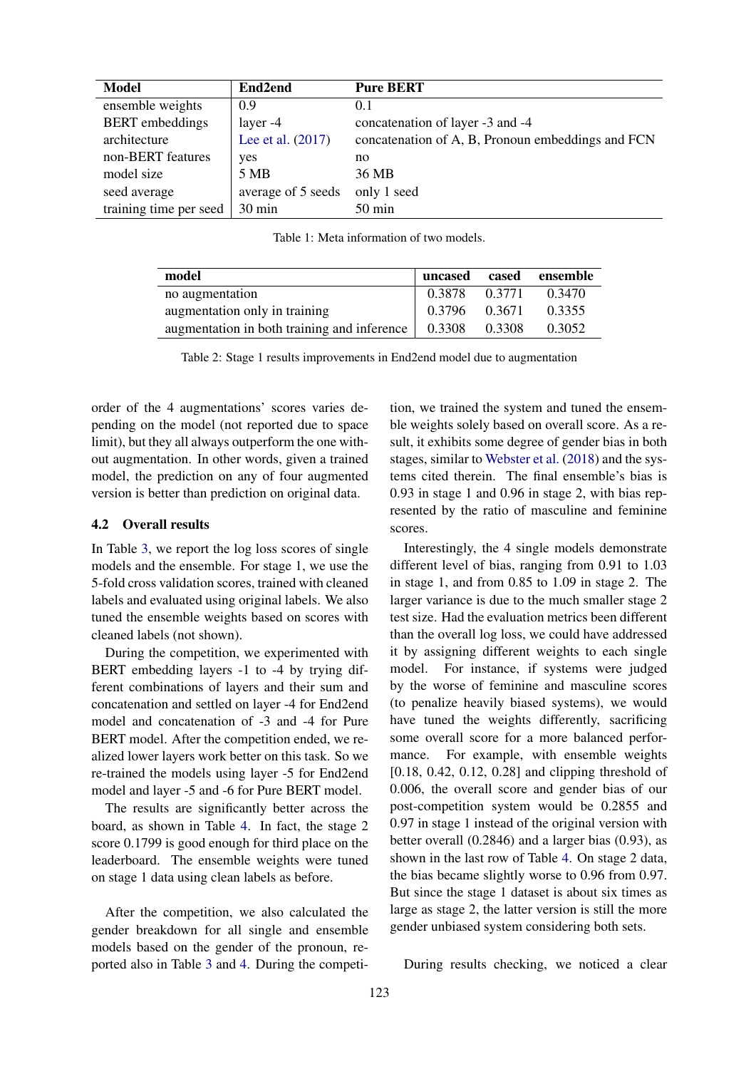| Model | End2end | Pure BERT |
| --- | --- | --- |
| ensemble weights | 0.9 | 0.1 |
| BERT embeddings | layer -4 | concatenation of layer -3 and -4 |
| architecture | Lee et al. (2017) | concatenation of A, B, Pronoun embeddings and FCN |
| non-BERT features | yes | no |
| model size | 5 MB | 36 MB |
| seed average | average of 5 seeds | only 1 seed |
| training time per seed | 30 min | 50 min |

Table 1: Meta information of two models.

| model | uncased | cased | ensemble |
| --- | --- | --- | --- |
| no augmentation | 0.3878 | 0.3771 | 0.3470 |
| augmentation only in training | 0.3796 | 0.3671 | 0.3355 |
| augmentation in both training and inference | 0.3308 | 0.3308 | 0.3052 |

Table 2: Stage 1 results improvements in End2end model due to augmentation

order of the 4 augmentations' scores varies depending on the model (not reported due to space limit), but they all always outperform the one without augmentation. In other words, given a trained model, the prediction on any of four augmented version is better than prediction on original data.

### 4.2 Overall results

In Table 3, we report the log loss scores of single models and the ensemble. For stage 1, we use the 5-fold cross validation scores, trained with cleaned labels and evaluated using original labels. We also tuned the ensemble weights based on scores with cleaned labels (not shown).

During the competition, we experimented with BERT embedding layers -1 to -4 by trying different combinations of layers and their sum and concatenation and settled on layer -4 for End2end model and concatenation of -3 and -4 for Pure BERT model. After the competition ended, we realized lower layers work better on this task. So we re-trained the models using layer -5 for End2end model and layer -5 and -6 for Pure BERT model.

The results are significantly better across the board, as shown in Table 4. In fact, the stage 2 score 0.1799 is good enough for third place on the leaderboard. The ensemble weights were tuned on stage 1 data using clean labels as before.

After the competition, we also calculated the gender breakdown for all single and ensemble models based on the gender of the pronoun, reported also in Table 3 and 4. During the competition, we trained the system and tuned the ensemble weights solely based on overall score. As a result, it exhibits some degree of gender bias in both stages, similar to Webster et al. (2018) and the systems cited therein. The final ensemble's bias is 0.93 in stage 1 and 0.96 in stage 2, with bias represented by the ratio of masculine and feminine scores.

Interestingly, the 4 single models demonstrate different level of bias, ranging from 0.91 to 1.03 in stage 1, and from 0.85 to 1.09 in stage 2. The larger variance is due to the much smaller stage 2 test size. Had the evaluation metrics been different than the overall log loss, we could have addressed it by assigning different weights to each single model. For instance, if systems were judged by the worse of feminine and masculine scores (to penalize heavily biased systems), we would have tuned the weights differently, sacrificing some overall score for a more balanced performance. For example, with ensemble weights [0.18, 0.42, 0.12, 0.28] and clipping threshold of 0.006, the overall score and gender bias of our post-competition system would be 0.2855 and 0.97 in stage 1 instead of the original version with better overall (0.2846) and a larger bias (0.93), as shown in the last row of Table 4. On stage 2 data, the bias became slightly worse to 0.96 from 0.97. But since the stage 1 dataset is about six times as large as stage 2, the latter version is still the more gender unbiased system considering both sets.

During results checking, we noticed a clear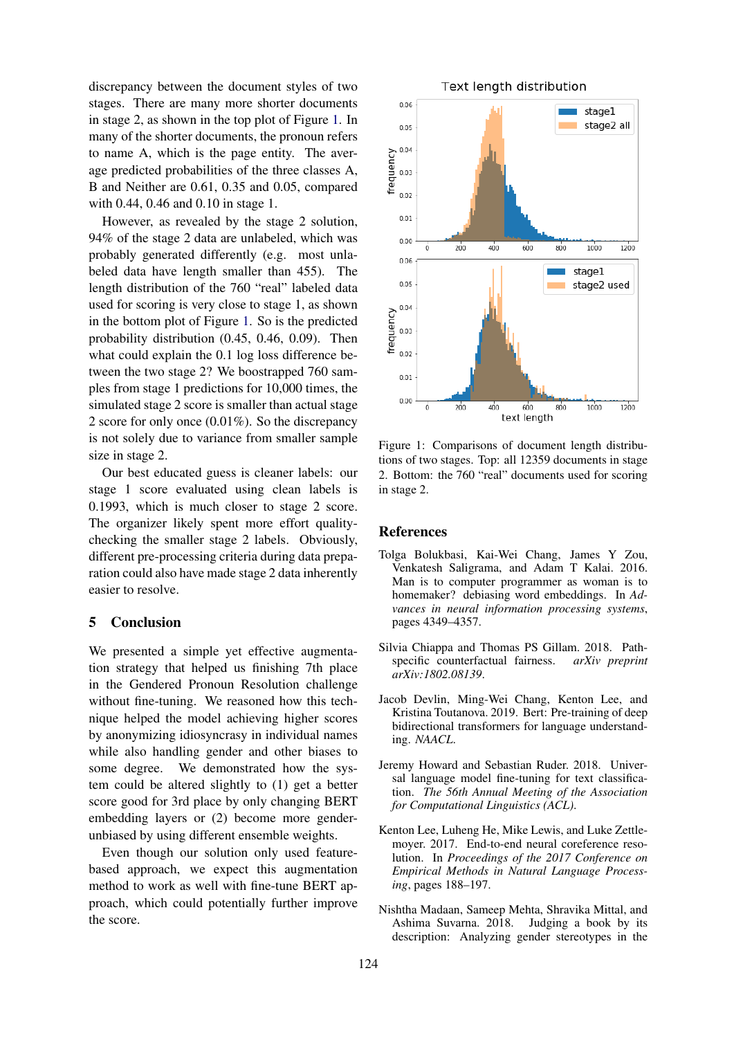discrepancy between the document styles of two stages. There are many more shorter documents in stage 2, as shown in the top plot of Figure 1. In many of the shorter documents, the pronoun refers to name A, which is the page entity. The average predicted probabilities of the three classes A, B and Neither are 0.61, 0.35 and 0.05, compared with 0.44, 0.46 and 0.10 in stage 1.

However, as revealed by the stage 2 solution, 94% of the stage 2 data are unlabeled, which was probably generated differently (e.g. most unlabeled data have length smaller than 455). The length distribution of the 760 "real" labeled data used for scoring is very close to stage 1, as shown in the bottom plot of Figure 1. So is the predicted probability distribution (0.45, 0.46, 0.09). Then what could explain the 0.1 log loss difference between the two stage 2? We boostrapped 760 samples from stage 1 predictions for 10,000 times, the simulated stage 2 score is smaller than actual stage 2 score for only once (0.01%). So the discrepancy is not solely due to variance from smaller sample size in stage 2.

Our best educated guess is cleaner labels: our stage 1 score evaluated using clean labels is 0.1993, which is much closer to stage 2 score. The organizer likely spent more effort quality-checking the smaller stage 2 labels. Obviously, different pre-processing criteria during data preparation could also have made stage 2 data inherently easier to resolve.

## 5 Conclusion

We presented a simple yet effective augmentation strategy that helped us finishing 7th place in the Gendered Pronoun Resolution challenge without fine-tuning. We reasoned how this technique helped the model achieving higher scores by anonymizing idiosyncrasy in individual names while also handling gender and other biases to some degree. We demonstrated how the system could be altered slightly to (1) get a better score good for 3rd place by only changing BERT embedding layers or (2) become more gender-unbiased by using different ensemble weights.

Even though our solution only used feature-based approach, we expect this augmentation method to work as well with fine-tune BERT approach, which could potentially further improve the score.

Figure 1: Comparisons of document length distributions of two stages. Top: all 12359 documents in stage 2. Bottom: the 760 "real" documents used for scoring in stage 2.

## References

Tolga Bolukbasi, Kai-Wei Chang, James Y Zou, Venkatesh Saligrama, and Adam T Kalai. 2016. Man is to computer programmer as woman is to homemaker? debiasing word embeddings. In *Advances in neural information processing systems*, pages 4349–4357.

Silvia Chiappa and Thomas PS Gillam. 2018. Path-specific counterfactual fairness. *arXiv preprint arXiv:1802.08139*.

Jacob Devlin, Ming-Wei Chang, Kenton Lee, and Kristina Toutanova. 2019. Bert: Pre-training of deep bidirectional transformers for language understanding. *NAACL*.

Jeremy Howard and Sebastian Ruder. 2018. Universal language model fine-tuning for text classification. *The 56th Annual Meeting of the Association for Computational Linguistics (ACL)*.

Kenton Lee, Luheng He, Mike Lewis, and Luke Zettlemoyer. 2017. End-to-end neural coreference resolution. In *Proceedings of the 2017 Conference on Empirical Methods in Natural Language Processing*, pages 188–197.

Nishtha Madaan, Sameep Mehta, Shravika Mittal, and Ashima Suvarna. 2018. Judging a book by its description: Analyzing gender stereotypes in the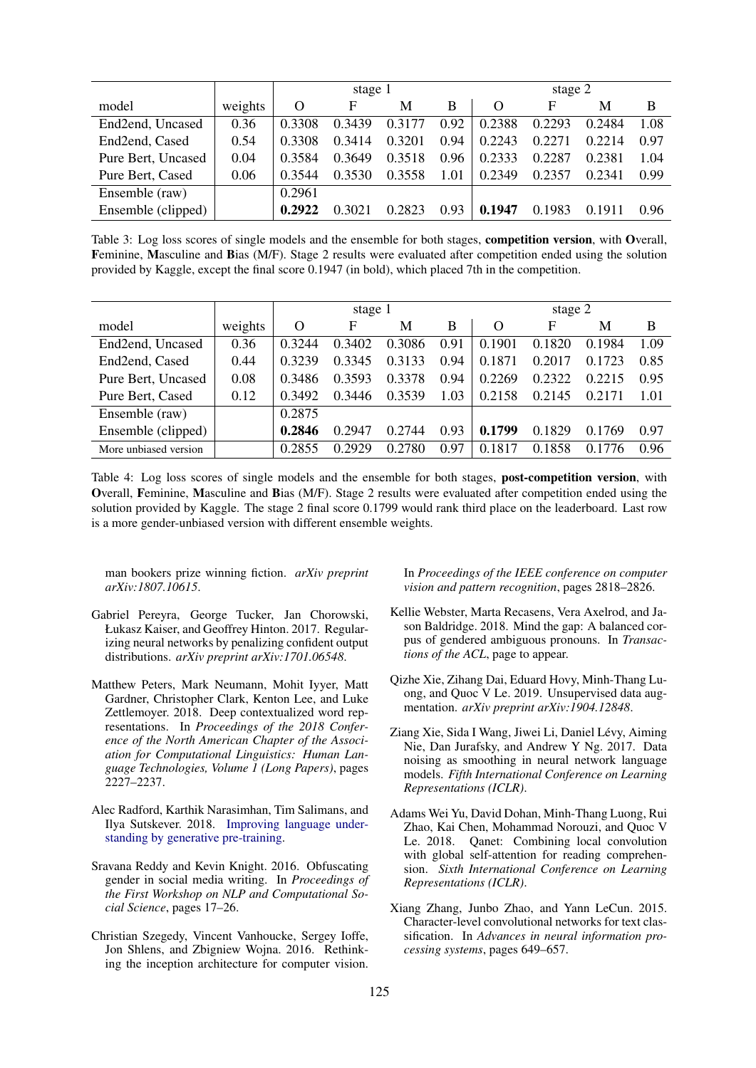| | | stage 1 | | | | stage 2 | | | |
|---|---|---|---|---|---|---|---|---|---|
| model | weights | O | F | M | B | O | F | M | B |
| End2end, Uncased | 0.36 | 0.3308 | 0.3439 | 0.3177 | 0.92 | 0.2388 | 0.2293 | 0.2484 | 1.08 |
| End2end, Cased | 0.54 | 0.3308 | 0.3414 | 0.3201 | 0.94 | 0.2243 | 0.2271 | 0.2214 | 0.97 |
| Pure Bert, Uncased | 0.04 | 0.3584 | 0.3649 | 0.3518 | 0.96 | 0.2333 | 0.2287 | 0.2381 | 1.04 |
| Pure Bert, Cased | 0.06 | 0.3544 | 0.3530 | 0.3558 | 1.01 | 0.2349 | 0.2357 | 0.2341 | 0.99 |
| Ensemble (raw) | | 0.2961 | | | | | | | |
| Ensemble (clipped) | | **0.2922** | 0.3021 | 0.2823 | 0.93 | **0.1947** | 0.1983 | 0.1911 | 0.96 |

Table 3: Log loss scores of single models and the ensemble for both stages, **competition version**, with **O**verall, **F**eminine, **M**asculine and **B**ias (M/F). Stage 2 results were evaluated after competition ended using the solution provided by Kaggle, except the final score 0.1947 (in bold), which placed 7th in the competition.

| | | stage 1 | | | | stage 2 | | | |
|---|---|---|---|---|---|---|---|---|---|
| model | weights | O | F | M | B | O | F | M | B |
| End2end, Uncased | 0.36 | 0.3244 | 0.3402 | 0.3086 | 0.91 | 0.1901 | 0.1820 | 0.1984 | 1.09 |
| End2end, Cased | 0.44 | 0.3239 | 0.3345 | 0.3133 | 0.94 | 0.1871 | 0.2017 | 0.1723 | 0.85 |
| Pure Bert, Uncased | 0.08 | 0.3486 | 0.3593 | 0.3378 | 0.94 | 0.2269 | 0.2322 | 0.2215 | 0.95 |
| Pure Bert, Cased | 0.12 | 0.3492 | 0.3446 | 0.3539 | 1.03 | 0.2158 | 0.2145 | 0.2171 | 1.01 |
| Ensemble (raw) | | 0.2875 | | | | | | | |
| Ensemble (clipped) | | **0.2846** | 0.2947 | 0.2744 | 0.93 | **0.1799** | 0.1829 | 0.1769 | 0.97 |
| More unbiased version | | 0.2855 | 0.2929 | 0.2780 | 0.97 | 0.1817 | 0.1858 | 0.1776 | 0.96 |

Table 4: Log loss scores of single models and the ensemble for both stages, **post-competition version**, with **O**verall, **F**eminine, **M**asculine and **B**ias (M/F). Stage 2 results were evaluated after competition ended using the solution provided by Kaggle. The stage 2 final score 0.1799 would rank third place on the leaderboard. Last row is a more gender-unbiased version with different ensemble weights.

man bookers prize winning fiction. *arXiv preprint arXiv:1807.10615*.

Gabriel Pereyra, George Tucker, Jan Chorowski, Łukasz Kaiser, and Geoffrey Hinton. 2017. Regularizing neural networks by penalizing confident output distributions. *arXiv preprint arXiv:1701.06548*.

Matthew Peters, Mark Neumann, Mohit Iyyer, Matt Gardner, Christopher Clark, Kenton Lee, and Luke Zettlemoyer. 2018. Deep contextualized word representations. In *Proceedings of the 2018 Conference of the North American Chapter of the Association for Computational Linguistics: Human Language Technologies, Volume 1 (Long Papers)*, pages 2227–2237.

Alec Radford, Karthik Narasimhan, Tim Salimans, and Ilya Sutskever. 2018. Improving language understanding by generative pre-training.

Sravana Reddy and Kevin Knight. 2016. Obfuscating gender in social media writing. In *Proceedings of the First Workshop on NLP and Computational Social Science*, pages 17–26.

Christian Szegedy, Vincent Vanhoucke, Sergey Ioffe, Jon Shlens, and Zbigniew Wojna. 2016. Rethinking the inception architecture for computer vision. In *Proceedings of the IEEE conference on computer vision and pattern recognition*, pages 2818–2826.

Kellie Webster, Marta Recasens, Vera Axelrod, and Jason Baldridge. 2018. Mind the gap: A balanced corpus of gendered ambiguous pronouns. In *Transactions of the ACL*, page to appear.

Qizhe Xie, Zihang Dai, Eduard Hovy, Minh-Thang Luong, and Quoc V Le. 2019. Unsupervised data augmentation. *arXiv preprint arXiv:1904.12848*.

Ziang Xie, Sida I Wang, Jiwei Li, Daniel Lévy, Aiming Nie, Dan Jurafsky, and Andrew Y Ng. 2017. Data noising as smoothing in neural network language models. *Fifth International Conference on Learning Representations (ICLR)*.

Adams Wei Yu, David Dohan, Minh-Thang Luong, Rui Zhao, Kai Chen, Mohammad Norouzi, and Quoc V Le. 2018. Qanet: Combining local convolution with global self-attention for reading comprehension. *Sixth International Conference on Learning Representations (ICLR)*.

Xiang Zhang, Junbo Zhao, and Yann LeCun. 2015. Character-level convolutional networks for text classification. In *Advances in neural information processing systems*, pages 649–657.